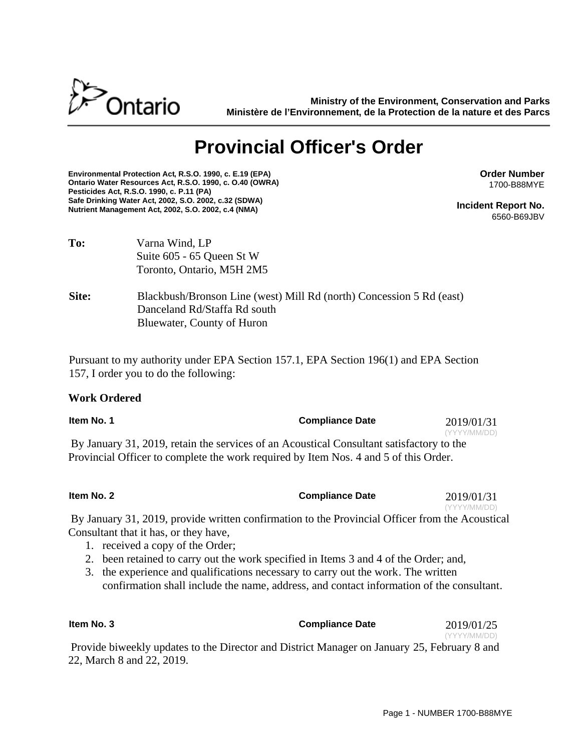Ministry of the Environment, Conservation and Parks
Ministère de l'Environnement, de la Protection de la nature et des Parcs

# Provincial Officer's Order

**Environmental Protection Act, R.S.O. 1990, c. E.19 (EPA)**
**Ontario Water Resources Act, R.S.O. 1990, c. O.40 (OWRA)**
**Pesticides Act, R.S.O. 1990, c. P.11 (PA)**
**Safe Drinking Water Act, 2002, S.O. 2002, c.32 (SDWA)**
**Nutrient Management Act, 2002, S.O. 2002, c.4 (NMA)**

**Order Number**
1700-B88MYE

**Incident Report No.**
6560-B69JBV

**To:** Varna Wind, LP
Suite 605 - 65 Queen St W
Toronto, Ontario, M5H 2M5

**Site:** Blackbush/Bronson Line (west) Mill Rd (north) Concession 5 Rd (east)
Danceland Rd/Staffa Rd south
Bluewater, County of Huron

Pursuant to my authority under EPA Section 157.1, EPA Section 196(1) and EPA Section 157, I order you to do the following:

## Work Ordered

**Item No. 1** | **Compliance Date** 2019/01/31 (YYYY/MM/DD)

By January 31, 2019, retain the services of an Acoustical Consultant satisfactory to the Provincial Officer to complete the work required by Item Nos. 4 and 5 of this Order.

**Item No. 2** | **Compliance Date** 2019/01/31 (YYYY/MM/DD)

By January 31, 2019, provide written confirmation to the Provincial Officer from the Acoustical Consultant that it has, or they have,

1. received a copy of the Order;
2. been retained to carry out the work specified in Items 3 and 4 of the Order; and,
3. the experience and qualifications necessary to carry out the work. The written confirmation shall include the name, address, and contact information of the consultant.

**Item No. 3** | **Compliance Date** 2019/01/25 (YYYY/MM/DD)

Provide biweekly updates to the Director and District Manager on January 25, February 8 and 22, March 8 and 22, 2019.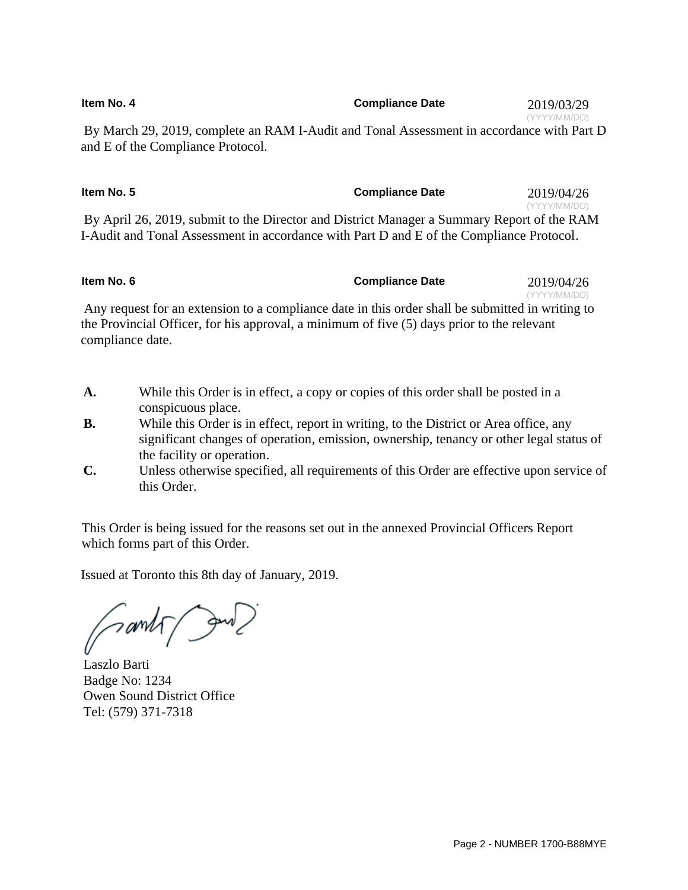**Item No. 4** **Compliance Date** 2019/03/29 (YYYY/MM/DD)

By March 29, 2019, complete an RAM I-Audit and Tonal Assessment in accordance with Part D and E of the Compliance Protocol.

**Item No. 5** **Compliance Date** 2019/04/26 (YYYY/MM/DD)

By April 26, 2019, submit to the Director and District Manager a Summary Report of the RAM I-Audit and Tonal Assessment in accordance with Part D and E of the Compliance Protocol.

**Item No. 6** **Compliance Date** 2019/04/26 (YYYY/MM/DD)

Any request for an extension to a compliance date in this order shall be submitted in writing to the Provincial Officer, for his approval, a minimum of five (5) days prior to the relevant compliance date.

**A.** While this Order is in effect, a copy or copies of this order shall be posted in a conspicuous place.

**B.** While this Order is in effect, report in writing, to the District or Area office, any significant changes of operation, emission, ownership, tenancy or other legal status of the facility or operation.

**C.** Unless otherwise specified, all requirements of this Order are effective upon service of this Order.

This Order is being issued for the reasons set out in the annexed Provincial Officers Report which forms part of this Order.

Issued at Toronto this 8th day of January, 2019.

Laszlo Barti
Badge No: 1234
Owen Sound District Office
Tel: (579) 371-7318

Page 2 - NUMBER 1700-B88MYE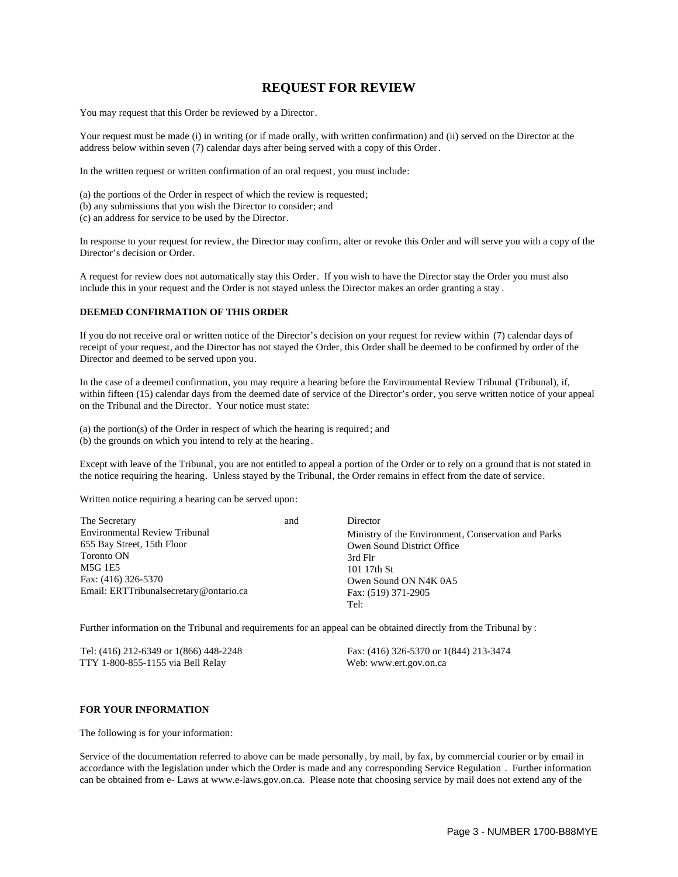# REQUEST FOR REVIEW

You may request that this Order be reviewed by a Director.

Your request must be made (i) in writing (or if made orally, with written confirmation) and (ii) served on the Director at the address below within seven (7) calendar days after being served with a copy of this Order.

In the written request or written confirmation of an oral request, you must include:

(a) the portions of the Order in respect of which the review is requested;
(b) any submissions that you wish the Director to consider; and
(c) an address for service to be used by the Director.

In response to your request for review, the Director may confirm, alter or revoke this Order and will serve you with a copy of the Director's decision or Order.

A request for review does not automatically stay this Order. If you wish to have the Director stay the Order you must also include this in your request and the Order is not stayed unless the Director makes an order granting a stay.

**DEEMED CONFIRMATION OF THIS ORDER**

If you do not receive oral or written notice of the Director's decision on your request for review within (7) calendar days of receipt of your request, and the Director has not stayed the Order, this Order shall be deemed to be confirmed by order of the Director and deemed to be served upon you.

In the case of a deemed confirmation, you may require a hearing before the Environmental Review Tribunal (Tribunal), if, within fifteen (15) calendar days from the deemed date of service of the Director's order, you serve written notice of your appeal on the Tribunal and the Director. Your notice must state:

(a) the portion(s) of the Order in respect of which the hearing is required; and
(b) the grounds on which you intend to rely at the hearing.

Except with leave of the Tribunal, you are not entitled to appeal a portion of the Order or to rely on a ground that is not stated in the notice requiring the hearing. Unless stayed by the Tribunal, the Order remains in effect from the date of service.

Written notice requiring a hearing can be served upon:

The Secretary
Environmental Review Tribunal
655 Bay Street, 15th Floor
Toronto ON
M5G 1E5
Fax: (416) 326-5370
Email: ERTTribunalsecretary@ontario.ca

and

Director
Ministry of the Environment, Conservation and Parks
Owen Sound District Office
3rd Flr
101 17th St
Owen Sound ON N4K 0A5
Fax: (519) 371-2905
Tel:

Further information on the Tribunal and requirements for an appeal can be obtained directly from the Tribunal by:

Tel: (416) 212-6349 or 1(866) 448-2248
TTY 1-800-855-1155 via Bell Relay

Fax: (416) 326-5370 or 1(844) 213-3474
Web: www.ert.gov.on.ca

**FOR YOUR INFORMATION**

The following is for your information:

Service of the documentation referred to above can be made personally, by mail, by fax, by commercial courier or by email in accordance with the legislation under which the Order is made and any corresponding Service Regulation. Further information can be obtained from e- Laws at www.e-laws.gov.on.ca. Please note that choosing service by mail does not extend any of the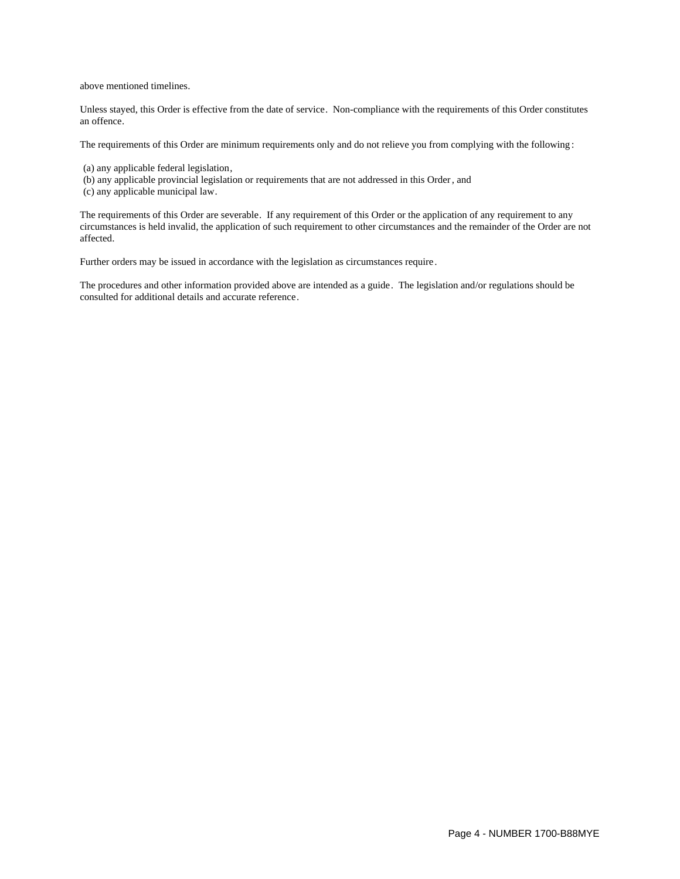above mentioned timelines.

Unless stayed, this Order is effective from the date of service. Non-compliance with the requirements of this Order constitutes an offence.

The requirements of this Order are minimum requirements only and do not relieve you from complying with the following:

(a) any applicable federal legislation,
(b) any applicable provincial legislation or requirements that are not addressed in this Order, and
(c) any applicable municipal law.

The requirements of this Order are severable. If any requirement of this Order or the application of any requirement to any circumstances is held invalid, the application of such requirement to other circumstances and the remainder of the Order are not affected.

Further orders may be issued in accordance with the legislation as circumstances require.

The procedures and other information provided above are intended as a guide. The legislation and/or regulations should be consulted for additional details and accurate reference.